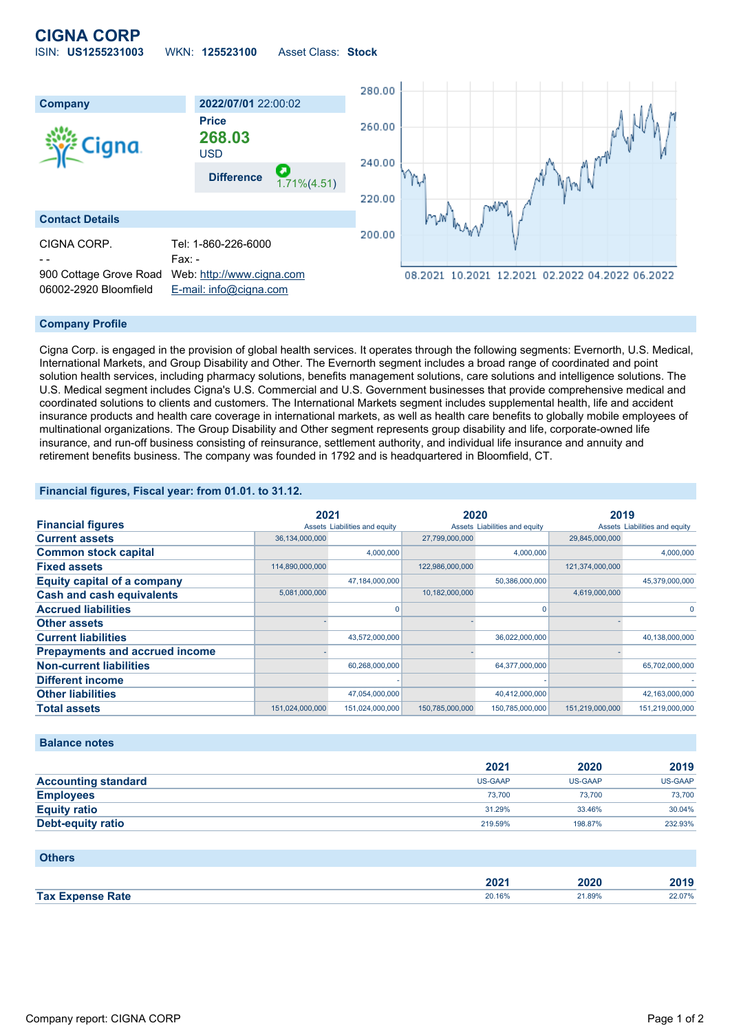# CIGNA CORP

ISIN: **US1255231003** WKN: **125523100** Asset Class: **Stock**

| Company | 2022/07/01 22:00:02 |
|---|---|
| | **Price** |
| | **268.03** |
| | USD |
| | **Difference** 1.71%(4.51) |

## Contact Details

| | |
|---|---|
| CIGNA CORP. | Tel: 1-860-226-6000 |
| - - | Fax: - |
| 900 Cottage Grove Road | Web: http://www.cigna.com |
| 06002-2920 Bloomfield | E-mail: info@cigna.com |

## Company Profile

Cigna Corp. is engaged in the provision of global health services. It operates through the following segments: Evernorth, U.S. Medical, International Markets, and Group Disability and Other. The Evernorth segment includes a broad range of coordinated and point solution health services, including pharmacy solutions, benefits management solutions, care solutions and intelligence solutions. The U.S. Medical segment includes Cigna's U.S. Commercial and U.S. Government businesses that provide comprehensive medical and coordinated solutions to clients and customers. The International Markets segment includes supplemental health, life and accident insurance products and health care coverage in international markets, as well as health care benefits to globally mobile employees of multinational organizations. The Group Disability and Other segment represents group disability and life, corporate-owned life insurance, and run-off business consisting of reinsurance, settlement authority, and individual life insurance and annuity and retirement benefits business. The company was founded in 1792 and is headquartered in Bloomfield, CT.

## Financial figures, Fiscal year: from 01.01. to 31.12.

| Financial figures | 2021 | | 2020 | | 2019 | |
|---|---|---|---|---|---|---|
| | Assets | Liabilities and equity | Assets | Liabilities and equity | Assets | Liabilities and equity |
| **Current assets** | 36,134,000,000 | | 27,799,000,000 | | 29,845,000,000 | |
| **Common stock capital** | | 4,000,000 | | 4,000,000 | | 4,000,000 |
| **Fixed assets** | 114,890,000,000 | | 122,986,000,000 | | 121,374,000,000 | |
| **Equity capital of a company** | | 47,184,000,000 | | 50,386,000,000 | | 45,379,000,000 |
| **Cash and cash equivalents** | 5,081,000,000 | | 10,182,000,000 | | 4,619,000,000 | |
| **Accrued liabilities** | | 0 | | 0 | | 0 |
| **Other assets** | - | | - | | - | |
| **Current liabilities** | | 43,572,000,000 | | 36,022,000,000 | | 40,138,000,000 |
| **Prepayments and accrued income** | - | | - | | - | |
| **Non-current liabilities** | | 60,268,000,000 | | 64,377,000,000 | | 65,702,000,000 |
| **Different income** | | - | | - | | - |
| **Other liabilities** | | 47,054,000,000 | | 40,412,000,000 | | 42,163,000,000 |
| **Total assets** | 151,024,000,000 | 151,024,000,000 | 150,785,000,000 | 150,785,000,000 | 151,219,000,000 | 151,219,000,000 |

## Balance notes

| | 2021 | 2020 | 2019 |
|---|---|---|---|
| **Accounting standard** | US-GAAP | US-GAAP | US-GAAP |
| **Employees** | 73,700 | 73,700 | 73,700 |
| **Equity ratio** | 31.29% | 33.46% | 30.04% |
| **Debt-equity ratio** | 219.59% | 198.87% | 232.93% |

## Others

| | 2021 | 2020 | 2019 |
|---|---|---|---|
| **Tax Expense Rate** | 20.16% | 21.89% | 22.07% |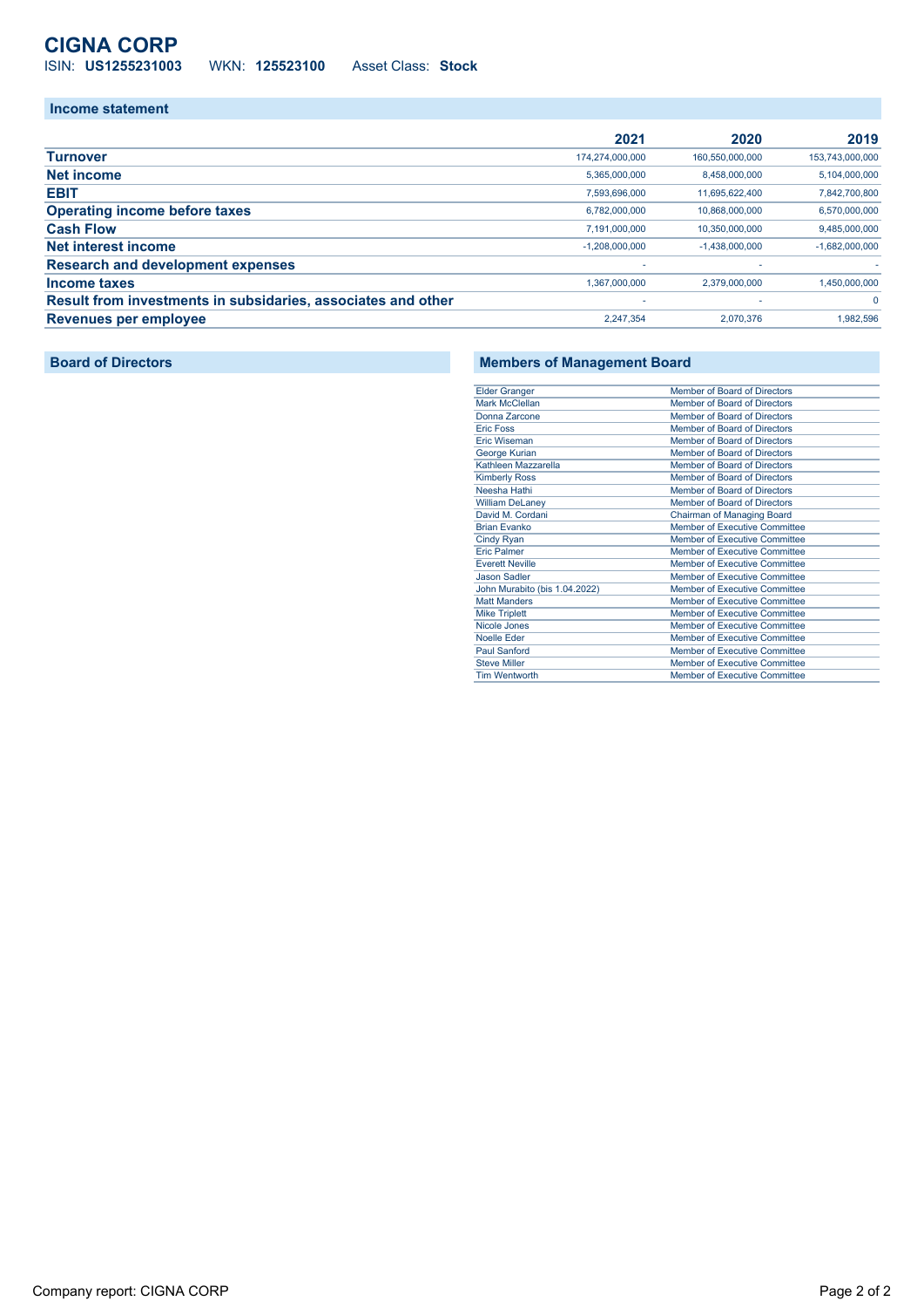# CIGNA CORP

ISIN: **US1255231003** WKN: **125523100** Asset Class: **Stock**

## Income statement

| | 2021 | 2020 | 2019 |
|---|---|---|---|
| **Turnover** | 174,274,000,000 | 160,550,000,000 | 153,743,000,000 |
| **Net income** | 5,365,000,000 | 8,458,000,000 | 5,104,000,000 |
| **EBIT** | 7,593,696,000 | 11,695,622,400 | 7,842,700,800 |
| **Operating income before taxes** | 6,782,000,000 | 10,868,000,000 | 6,570,000,000 |
| **Cash Flow** | 7,191,000,000 | 10,350,000,000 | 9,485,000,000 |
| **Net interest income** | -1,208,000,000 | -1,438,000,000 | -1,682,000,000 |
| **Research and development expenses** | - | - | - |
| **Income taxes** | 1,367,000,000 | 2,379,000,000 | 1,450,000,000 |
| **Result from investments in subsidaries, associates and other** | - | - | 0 |
| **Revenues per employee** | 2,247,354 | 2,070,376 | 1,982,596 |

## Board of Directors

## Members of Management Board

| | |
|---|---|
| Elder Granger | Member of Board of Directors |
| Mark McClellan | Member of Board of Directors |
| Donna Zarcone | Member of Board of Directors |
| Eric Foss | Member of Board of Directors |
| Eric Wiseman | Member of Board of Directors |
| George Kurian | Member of Board of Directors |
| Kathleen Mazzarella | Member of Board of Directors |
| Kimberly Ross | Member of Board of Directors |
| Neesha Hathi | Member of Board of Directors |
| William DeLaney | Member of Board of Directors |
| David M. Cordani | Chairman of Managing Board |
| Brian Evanko | Member of Executive Committee |
| Cindy Ryan | Member of Executive Committee |
| Eric Palmer | Member of Executive Committee |
| Everett Neville | Member of Executive Committee |
| Jason Sadler | Member of Executive Committee |
| John Murabito (bis 1.04.2022) | Member of Executive Committee |
| Matt Manders | Member of Executive Committee |
| Mike Triplett | Member of Executive Committee |
| Nicole Jones | Member of Executive Committee |
| Noelle Eder | Member of Executive Committee |
| Paul Sanford | Member of Executive Committee |
| Steve Miller | Member of Executive Committee |
| Tim Wentworth | Member of Executive Committee |